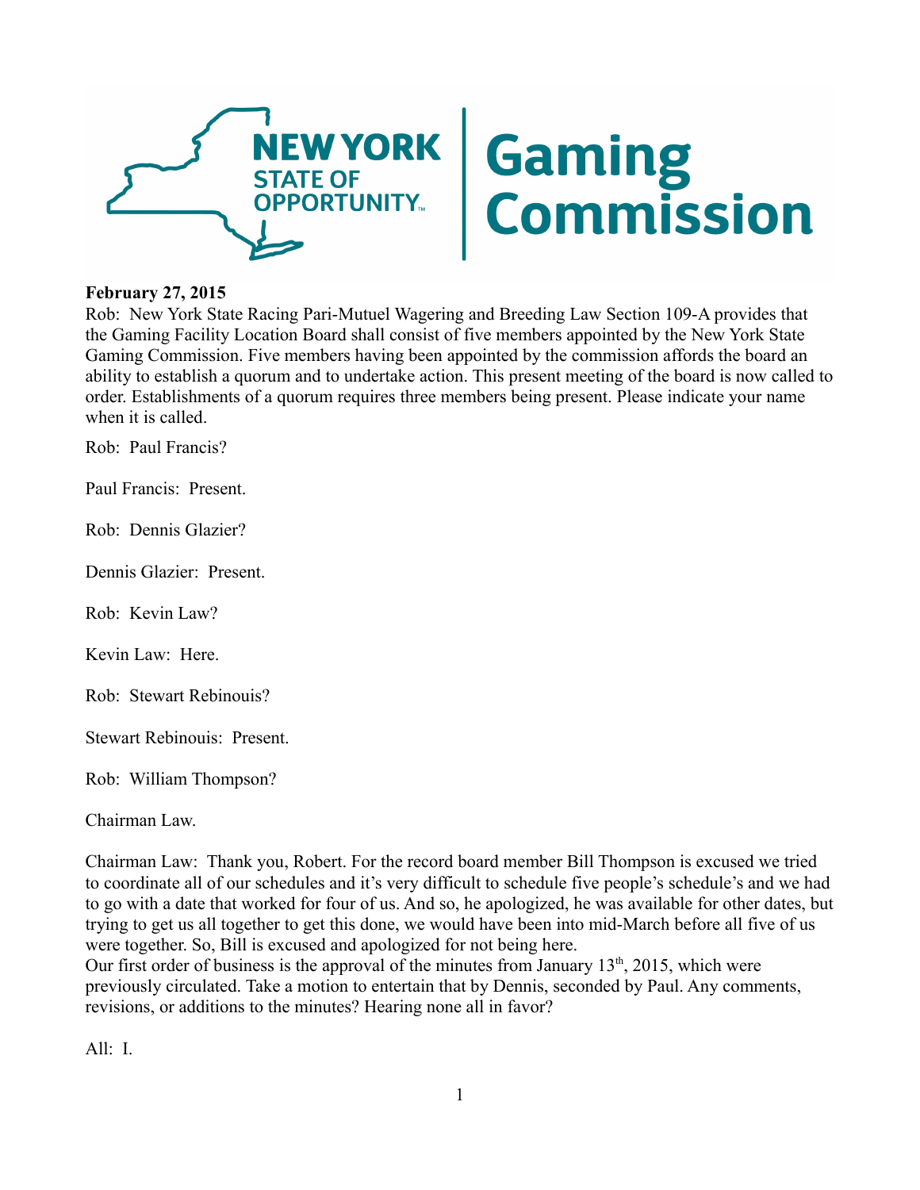**February 27, 2015**

Rob: New York State Racing Pari-Mutuel Wagering and Breeding Law Section 109-A provides that the Gaming Facility Location Board shall consist of five members appointed by the New York State Gaming Commission. Five members having been appointed by the commission affords the board an ability to establish a quorum and to undertake action. This present meeting of the board is now called to order. Establishments of a quorum requires three members being present. Please indicate your name when it is called.

Rob: Paul Francis?

Paul Francis: Present.

Rob: Dennis Glazier?

Dennis Glazier: Present.

Rob: Kevin Law?

Kevin Law: Here.

Rob: Stewart Rebinouis?

Stewart Rebinouis: Present.

Rob: William Thompson?

Chairman Law.

Chairman Law: Thank you, Robert. For the record board member Bill Thompson is excused we tried to coordinate all of our schedules and it's very difficult to schedule five people's schedule's and we had to go with a date that worked for four of us. And so, he apologized, he was available for other dates, but trying to get us all together to get this done, we would have been into mid-March before all five of us were together. So, Bill is excused and apologized for not being here.

Our first order of business is the approval of the minutes from January 13th, 2015, which were previously circulated. Take a motion to entertain that by Dennis, seconded by Paul. Any comments, revisions, or additions to the minutes? Hearing none all in favor?

All: I.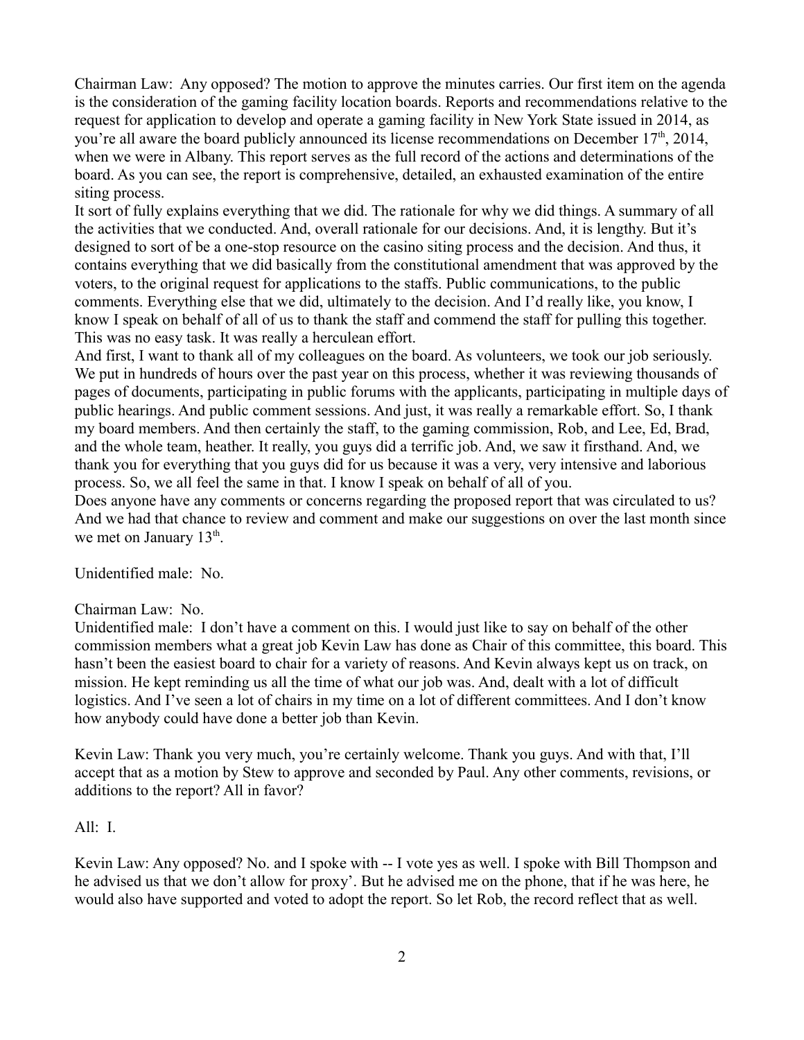Chairman Law: Any opposed? The motion to approve the minutes carries. Our first item on the agenda is the consideration of the gaming facility location boards. Reports and recommendations relative to the request for application to develop and operate a gaming facility in New York State issued in 2014, as you're all aware the board publicly announced its license recommendations on December 17th, 2014, when we were in Albany. This report serves as the full record of the actions and determinations of the board. As you can see, the report is comprehensive, detailed, an exhausted examination of the entire siting process.

It sort of fully explains everything that we did. The rationale for why we did things. A summary of all the activities that we conducted. And, overall rationale for our decisions. And, it is lengthy. But it's designed to sort of be a one-stop resource on the casino siting process and the decision. And thus, it contains everything that we did basically from the constitutional amendment that was approved by the voters, to the original request for applications to the staffs. Public communications, to the public comments. Everything else that we did, ultimately to the decision. And I'd really like, you know, I know I speak on behalf of all of us to thank the staff and commend the staff for pulling this together. This was no easy task. It was really a herculean effort.

And first, I want to thank all of my colleagues on the board. As volunteers, we took our job seriously. We put in hundreds of hours over the past year on this process, whether it was reviewing thousands of pages of documents, participating in public forums with the applicants, participating in multiple days of public hearings. And public comment sessions. And just, it was really a remarkable effort. So, I thank my board members. And then certainly the staff, to the gaming commission, Rob, and Lee, Ed, Brad, and the whole team, heather. It really, you guys did a terrific job. And, we saw it firsthand. And, we thank you for everything that you guys did for us because it was a very, very intensive and laborious process. So, we all feel the same in that. I know I speak on behalf of all of you.

Does anyone have any comments or concerns regarding the proposed report that was circulated to us? And we had that chance to review and comment and make our suggestions on over the last month since we met on January 13th.

Unidentified male: No.

Chairman Law: No.

Unidentified male: I don't have a comment on this. I would just like to say on behalf of the other commission members what a great job Kevin Law has done as Chair of this committee, this board. This hasn't been the easiest board to chair for a variety of reasons. And Kevin always kept us on track, on mission. He kept reminding us all the time of what our job was. And, dealt with a lot of difficult logistics. And I've seen a lot of chairs in my time on a lot of different committees. And I don't know how anybody could have done a better job than Kevin.

Kevin Law: Thank you very much, you're certainly welcome. Thank you guys. And with that, I'll accept that as a motion by Stew to approve and seconded by Paul. Any other comments, revisions, or additions to the report? All in favor?

All: I.

Kevin Law: Any opposed? No. and I spoke with -- I vote yes as well. I spoke with Bill Thompson and he advised us that we don't allow for proxy'. But he advised me on the phone, that if he was here, he would also have supported and voted to adopt the report. So let Rob, the record reflect that as well.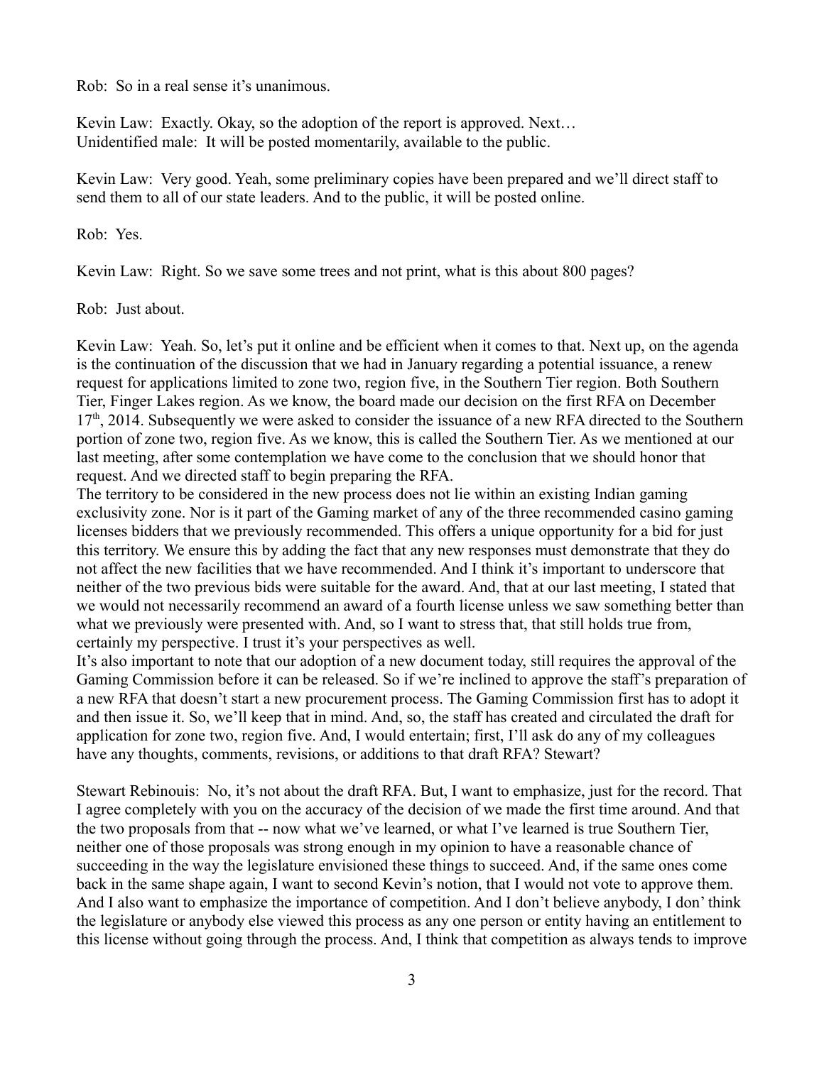Rob: So in a real sense it's unanimous.

Kevin Law: Exactly. Okay, so the adoption of the report is approved. Next…
Unidentified male: It will be posted momentarily, available to the public.

Kevin Law: Very good. Yeah, some preliminary copies have been prepared and we'll direct staff to send them to all of our state leaders. And to the public, it will be posted online.

Rob: Yes.

Kevin Law: Right. So we save some trees and not print, what is this about 800 pages?

Rob: Just about.

Kevin Law: Yeah. So, let's put it online and be efficient when it comes to that. Next up, on the agenda is the continuation of the discussion that we had in January regarding a potential issuance, a renew request for applications limited to zone two, region five, in the Southern Tier region. Both Southern Tier, Finger Lakes region. As we know, the board made our decision on the first RFA on December 17th, 2014. Subsequently we were asked to consider the issuance of a new RFA directed to the Southern portion of zone two, region five. As we know, this is called the Southern Tier. As we mentioned at our last meeting, after some contemplation we have come to the conclusion that we should honor that request. And we directed staff to begin preparing the RFA.
The territory to be considered in the new process does not lie within an existing Indian gaming exclusivity zone. Nor is it part of the Gaming market of any of the three recommended casino gaming licenses bidders that we previously recommended. This offers a unique opportunity for a bid for just this territory. We ensure this by adding the fact that any new responses must demonstrate that they do not affect the new facilities that we have recommended. And I think it's important to underscore that neither of the two previous bids were suitable for the award. And, that at our last meeting, I stated that we would not necessarily recommend an award of a fourth license unless we saw something better than what we previously were presented with. And, so I want to stress that, that still holds true from, certainly my perspective. I trust it's your perspectives as well.
It's also important to note that our adoption of a new document today, still requires the approval of the Gaming Commission before it can be released. So if we're inclined to approve the staff's preparation of a new RFA that doesn't start a new procurement process. The Gaming Commission first has to adopt it and then issue it. So, we'll keep that in mind. And, so, the staff has created and circulated the draft for application for zone two, region five. And, I would entertain; first, I'll ask do any of my colleagues have any thoughts, comments, revisions, or additions to that draft RFA? Stewart?

Stewart Rebinouis: No, it's not about the draft RFA. But, I want to emphasize, just for the record. That I agree completely with you on the accuracy of the decision of we made the first time around. And that the two proposals from that -- now what we've learned, or what I've learned is true Southern Tier, neither one of those proposals was strong enough in my opinion to have a reasonable chance of succeeding in the way the legislature envisioned these things to succeed. And, if the same ones come back in the same shape again, I want to second Kevin's notion, that I would not vote to approve them. And I also want to emphasize the importance of competition. And I don't believe anybody, I don' think the legislature or anybody else viewed this process as any one person or entity having an entitlement to this license without going through the process. And, I think that competition as always tends to improve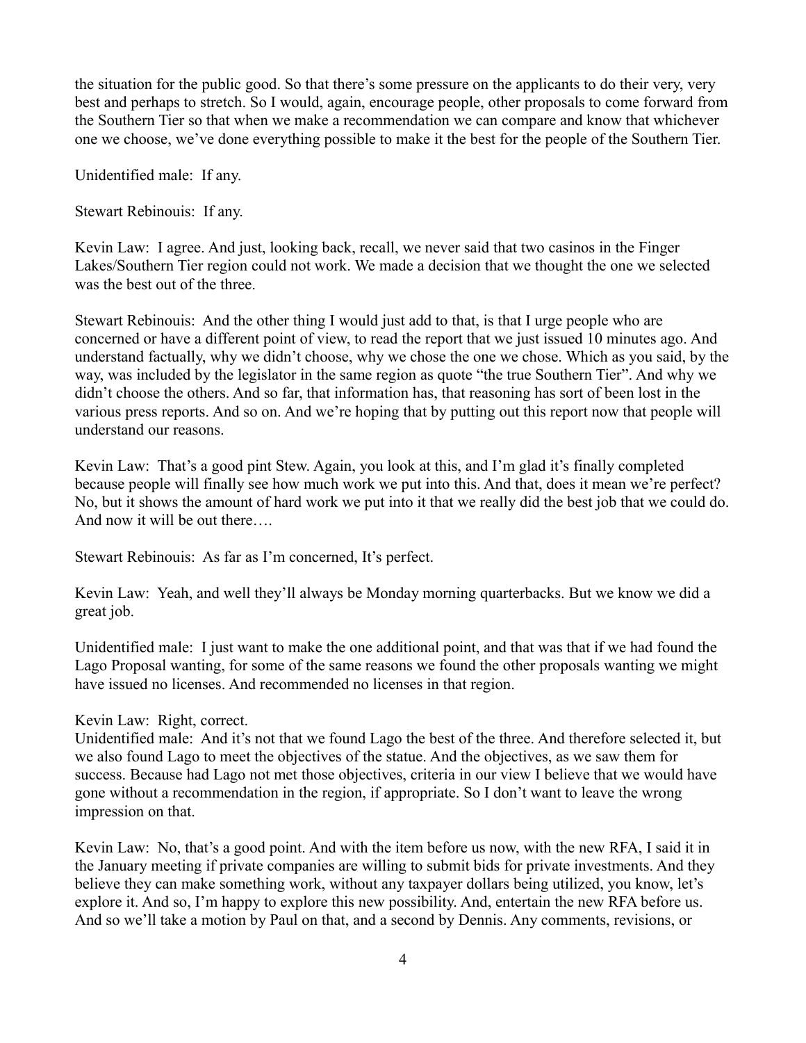the situation for the public good. So that there's some pressure on the applicants to do their very, very best and perhaps to stretch. So I would, again, encourage people, other proposals to come forward from the Southern Tier so that when we make a recommendation we can compare and know that whichever one we choose, we've done everything possible to make it the best for the people of the Southern Tier.

Unidentified male: If any.

Stewart Rebinouis: If any.

Kevin Law: I agree. And just, looking back, recall, we never said that two casinos in the Finger Lakes/Southern Tier region could not work. We made a decision that we thought the one we selected was the best out of the three.

Stewart Rebinouis: And the other thing I would just add to that, is that I urge people who are concerned or have a different point of view, to read the report that we just issued 10 minutes ago. And understand factually, why we didn't choose, why we chose the one we chose. Which as you said, by the way, was included by the legislator in the same region as quote "the true Southern Tier". And why we didn't choose the others. And so far, that information has, that reasoning has sort of been lost in the various press reports. And so on. And we're hoping that by putting out this report now that people will understand our reasons.

Kevin Law: That's a good pint Stew. Again, you look at this, and I'm glad it's finally completed because people will finally see how much work we put into this. And that, does it mean we're perfect? No, but it shows the amount of hard work we put into it that we really did the best job that we could do. And now it will be out there….

Stewart Rebinouis: As far as I'm concerned, It's perfect.

Kevin Law: Yeah, and well they'll always be Monday morning quarterbacks. But we know we did a great job.

Unidentified male: I just want to make the one additional point, and that was that if we had found the Lago Proposal wanting, for some of the same reasons we found the other proposals wanting we might have issued no licenses. And recommended no licenses in that region.

Kevin Law: Right, correct.

Unidentified male: And it's not that we found Lago the best of the three. And therefore selected it, but we also found Lago to meet the objectives of the statue. And the objectives, as we saw them for success. Because had Lago not met those objectives, criteria in our view I believe that we would have gone without a recommendation in the region, if appropriate. So I don't want to leave the wrong impression on that.

Kevin Law: No, that's a good point. And with the item before us now, with the new RFA, I said it in the January meeting if private companies are willing to submit bids for private investments. And they believe they can make something work, without any taxpayer dollars being utilized, you know, let's explore it. And so, I'm happy to explore this new possibility. And, entertain the new RFA before us. And so we'll take a motion by Paul on that, and a second by Dennis. Any comments, revisions, or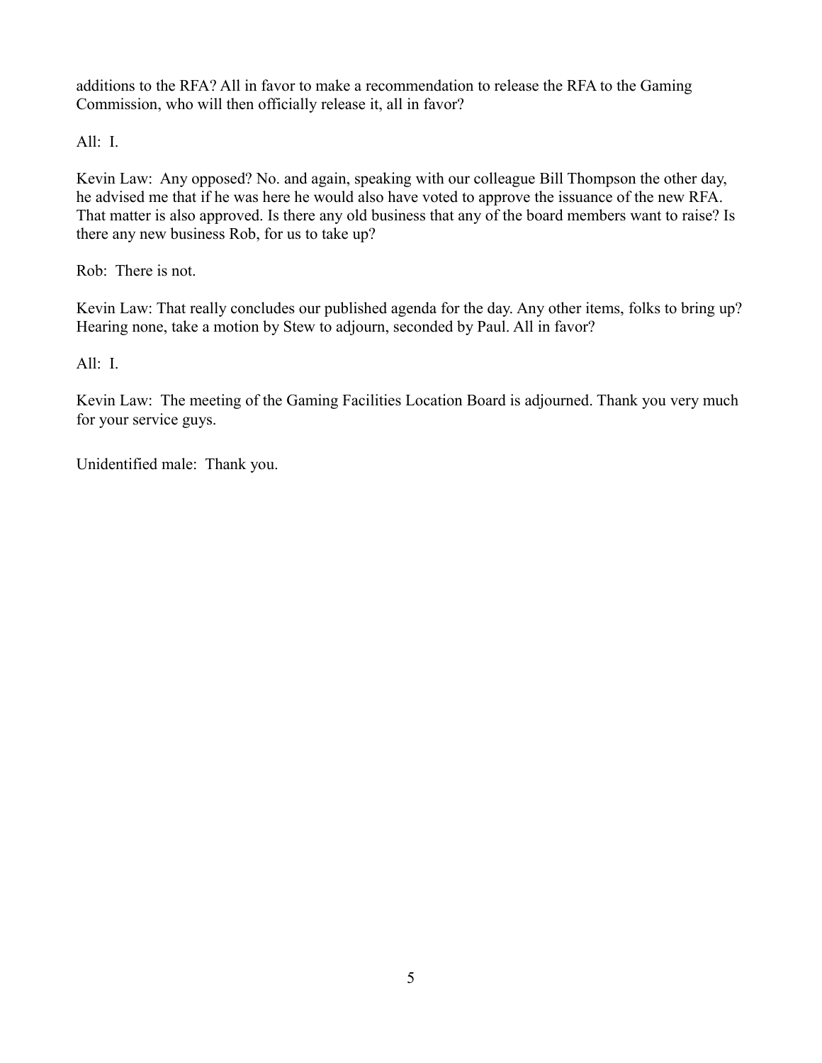additions to the RFA? All in favor to make a recommendation to release the RFA to the Gaming Commission, who will then officially release it, all in favor?

All: I.

Kevin Law: Any opposed? No. and again, speaking with our colleague Bill Thompson the other day, he advised me that if he was here he would also have voted to approve the issuance of the new RFA. That matter is also approved. Is there any old business that any of the board members want to raise? Is there any new business Rob, for us to take up?

Rob: There is not.

Kevin Law: That really concludes our published agenda for the day. Any other items, folks to bring up? Hearing none, take a motion by Stew to adjourn, seconded by Paul. All in favor?

All: I.

Kevin Law: The meeting of the Gaming Facilities Location Board is adjourned. Thank you very much for your service guys.

Unidentified male: Thank you.